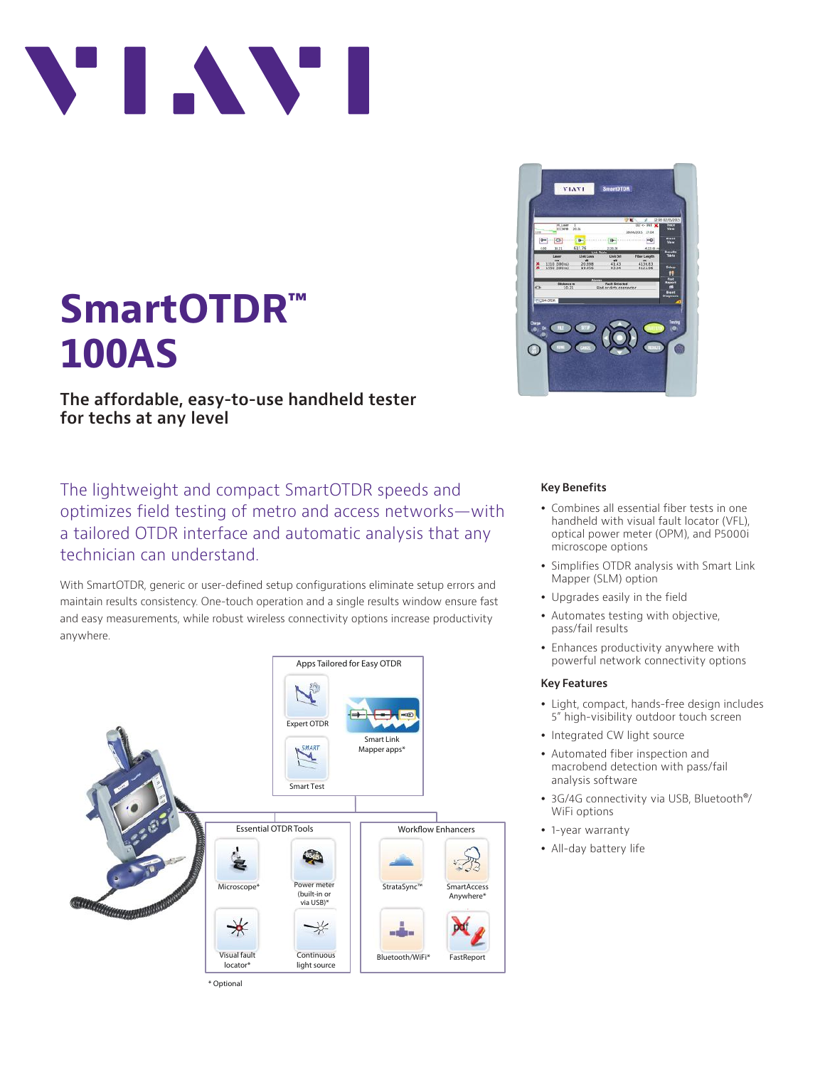# SmartOTDR™ 100AS

**The affordable, easy-to-use handheld tester for techs at any level**

The lightweight and compact SmartOTDR speeds and optimizes field testing of metro and access networks—with a tailored OTDR interface and automatic analysis that any technician can understand.

With SmartOTDR, generic or user-defined setup configurations eliminate setup errors and maintain results consistency. One-touch operation and a single results window ensure fast and easy measurements, while robust wireless connectivity options increase productivity anywhere.

**Apps Tailored for Easy OTDR**
- Expert OTDR
- Smart Link Mapper apps*
- Smart Test

**Essential OTDR Tools**
- Microscope*
- Power meter (built-in or via USB)*
- Visual fault locator*
- Continuous light source

**Workflow Enhancers**
- StrataSync™
- SmartAccess Anywhere*
- Bluetooth/WiFi*
- FastReport

\* Optional

### Key Benefits

- Combines all essential fiber tests in one handheld with visual fault locator (VFL), optical power meter (OPM), and P5000i microscope options
- Simplifies OTDR analysis with Smart Link Mapper (SLM) option
- Upgrades easily in the field
- Automates testing with objective, pass/fail results
- Enhances productivity anywhere with powerful network connectivity options

### Key Features

- Light, compact, hands-free design includes 5″ high-visibility outdoor touch screen
- Integrated CW light source
- Automated fiber inspection and macrobend detection with pass/fail analysis software
- 3G/4G connectivity via USB, Bluetooth®/WiFi options
- 1-year warranty
- All-day battery life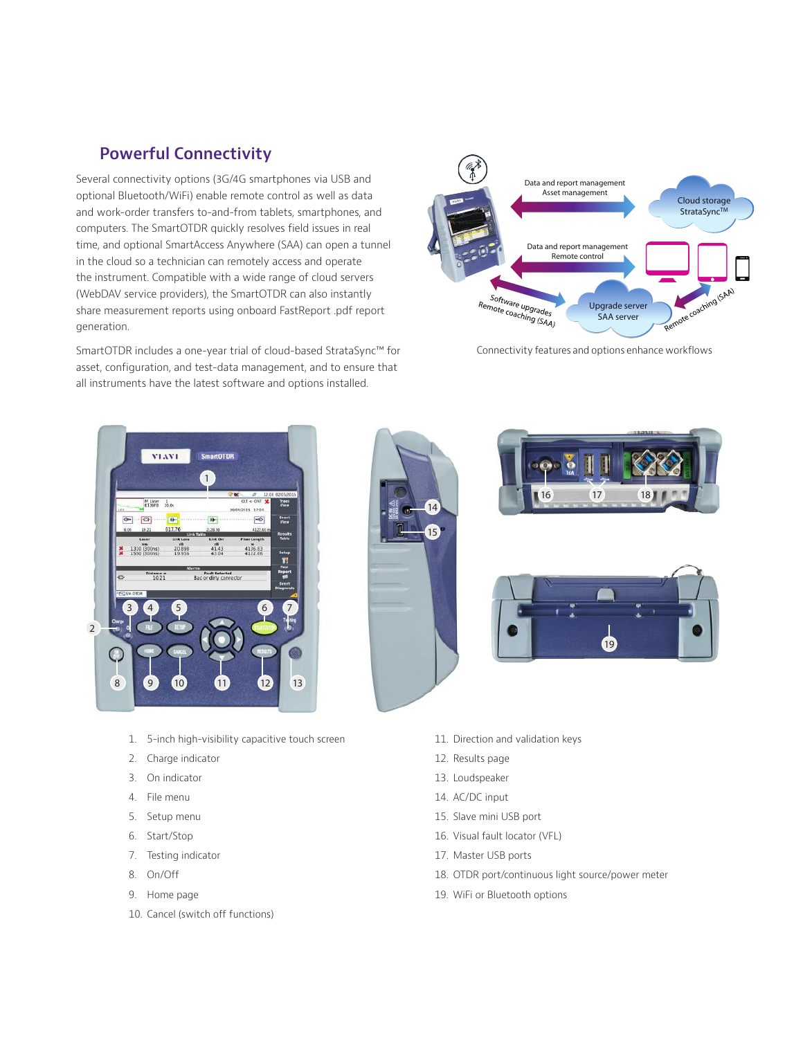## Powerful Connectivity

Several connectivity options (3G/4G smartphones via USB and optional Bluetooth/WiFi) enable remote control as well as data and work-order transfers to-and-from tablets, smartphones, and computers. The SmartOTDR quickly resolves field issues in real time, and optional SmartAccess Anywhere (SAA) can open a tunnel in the cloud so a technician can remotely access and operate the instrument. Compatible with a wide range of cloud servers (WebDAV service providers), the SmartOTDR can also instantly share measurement reports using onboard FastReport .pdf report generation.

SmartOTDR includes a one-year trial of cloud-based StrataSync™ for asset, configuration, and test-data management, and to ensure that all instruments have the latest software and options installed.

Connectivity features and options enhance workflows

1. 5-inch high-visibility capacitive touch screen
2. Charge indicator
3. On indicator
4. File menu
5. Setup menu
6. Start/Stop
7. Testing indicator
8. On/Off
9. Home page
10. Cancel (switch off functions)
11. Direction and validation keys
12. Results page
13. Loudspeaker
14. AC/DC input
15. Slave mini USB port
16. Visual fault locator (VFL)
17. Master USB ports
18. OTDR port/continuous light source/power meter
19. WiFi or Bluetooth options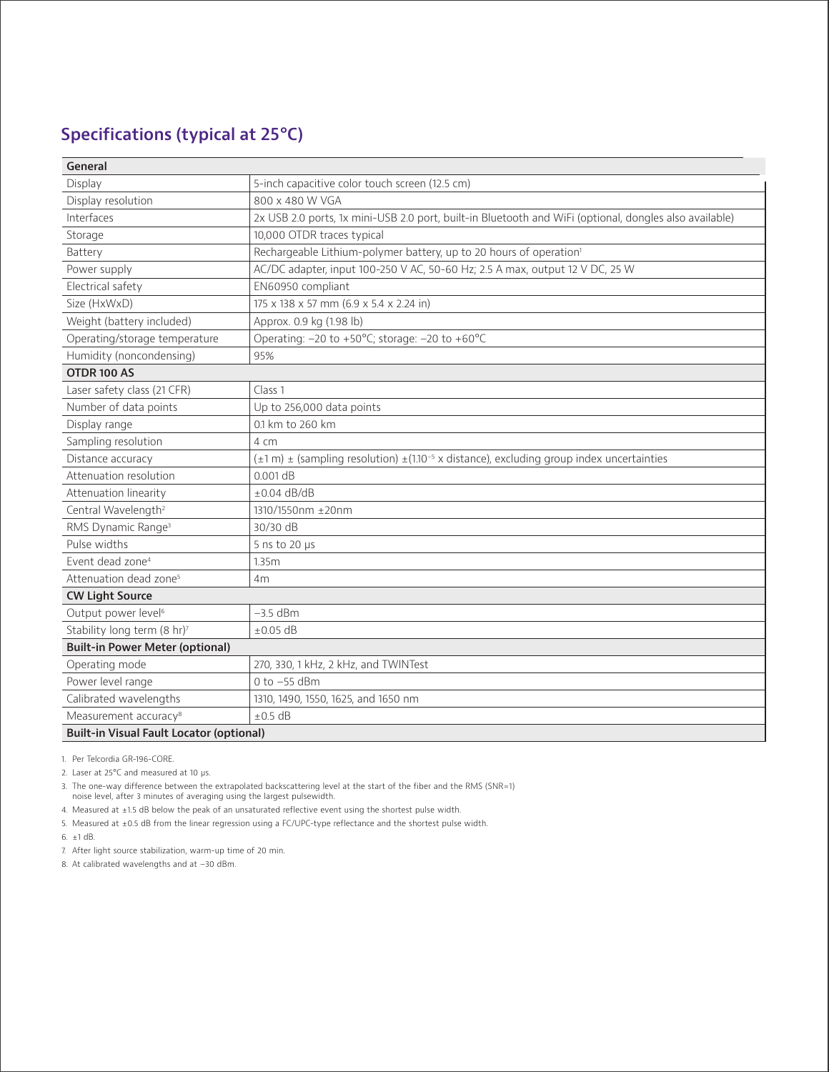## Specifications (typical at 25°C)

| **General** | |
|---|---|
| Display | 5-inch capacitive color touch screen (12.5 cm) |
| Display resolution | 800 x 480 W VGA |
| Interfaces | 2x USB 2.0 ports, 1x mini-USB 2.0 port, built-in Bluetooth and WiFi (optional, dongles also available) |
| Storage | 10,000 OTDR traces typical |
| Battery | Rechargeable Lithium-polymer battery, up to 20 hours of operation[1] |
| Power supply | AC/DC adapter, input 100-250 V AC, 50-60 Hz; 2.5 A max, output 12 V DC, 25 W |
| Electrical safety | EN60950 compliant |
| Size (HxWxD) | 175 x 138 x 57 mm (6.9 x 5.4 x 2.24 in) |
| Weight (battery included) | Approx. 0.9 kg (1.98 lb) |
| Operating/storage temperature | Operating: −20 to +50°C; storage: −20 to +60°C |
| Humidity (noncondensing) | 95% |
| **OTDR 100 AS** | |
| Laser safety class (21 CFR) | Class 1 |
| Number of data points | Up to 256,000 data points |
| Display range | 0.1 km to 260 km |
| Sampling resolution | 4 cm |
| Distance accuracy | (±1 m) ± (sampling resolution) ±($1.10^{-5}$ x distance), excluding group index uncertainties |
| Attenuation resolution | 0.001 dB |
| Attenuation linearity | ±0.04 dB/dB |
| Central Wavelength[2] | 1310/1550nm ±20nm |
| RMS Dynamic Range[3] | 30/30 dB |
| Pulse widths | 5 ns to 20 µs |
| Event dead zone[4] | 1.35m |
| Attenuation dead zone[5] | 4m |
| **CW Light Source** | |
| Output power level[6] | −3.5 dBm |
| Stability long term (8 hr)[7] | ±0.05 dB |
| **Built-in Power Meter (optional)** | |
| Operating mode | 270, 330, 1 kHz, 2 kHz, and TWINTest |
| Power level range | 0 to −55 dBm |
| Calibrated wavelengths | 1310, 1490, 1550, 1625, and 1650 nm |
| Measurement accuracy[8] | ±0.5 dB |
| **Built-in Visual Fault Locator (optional)** | |

1. Per Telcordia GR-196-CORE.
2. Laser at 25°C and measured at 10 µs.
3. The one-way difference between the extrapolated backscattering level at the start of the fiber and the RMS (SNR=1) noise level, after 3 minutes of averaging using the largest pulsewidth.
4. Measured at ±1.5 dB below the peak of an unsaturated reflective event using the shortest pulse width.
5. Measured at ±0.5 dB from the linear regression using a FC/UPC-type reflectance and the shortest pulse width.
6. ±1 dB.
7. After light source stabilization, warm-up time of 20 min.
8. At calibrated wavelengths and at −30 dBm.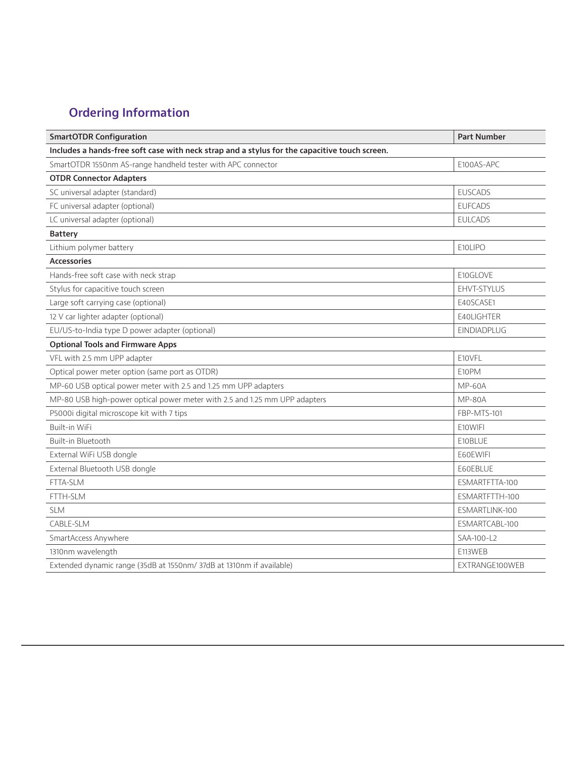## Ordering Information

| SmartOTDR Configuration | Part Number |
|---|---|
| **Includes a hands-free soft case with neck strap and a stylus for the capacitive touch screen.** | |
| SmartOTDR 1550nm AS-range handheld tester with APC connector | E100AS-APC |
| **OTDR Connector Adapters** | |
| SC universal adapter (standard) | EUSCADS |
| FC universal adapter (optional) | EUFCADS |
| LC universal adapter (optional) | EULCADS |
| **Battery** | |
| Lithium polymer battery | E10LIPO |
| **Accessories** | |
| Hands-free soft case with neck strap | E10GLOVE |
| Stylus for capacitive touch screen | EHVT-STYLUS |
| Large soft carrying case (optional) | E40SCASE1 |
| 12 V car lighter adapter (optional) | E40LIGHTER |
| EU/US-to-India type D power adapter (optional) | EINDIADPLUG |
| **Optional Tools and Firmware Apps** | |
| VFL with 2.5 mm UPP adapter | E10VFL |
| Optical power meter option (same port as OTDR) | E10PM |
| MP-60 USB optical power meter with 2.5 and 1.25 mm UPP adapters | MP-60A |
| MP-80 USB high-power optical power meter with 2.5 and 1.25 mm UPP adapters | MP-80A |
| P5000i digital microscope kit with 7 tips | FBP-MTS-101 |
| Built-in WiFi | E10WIFI |
| Built-in Bluetooth | E10BLUE |
| External WiFi USB dongle | E60EWIFI |
| External Bluetooth USB dongle | E60EBLUE |
| FTTA-SLM | ESMARTFTTA-100 |
| FTTH-SLM | ESMARTFTTH-100 |
| SLM | ESMARTLINK-100 |
| CABLE-SLM | ESMARTCABL-100 |
| SmartAccess Anywhere | SAA-100-L2 |
| 1310nm wavelength | E113WEB |
| Extended dynamic range (35dB at 1550nm/ 37dB at 1310nm if available) | EXTRANGE100WEB |